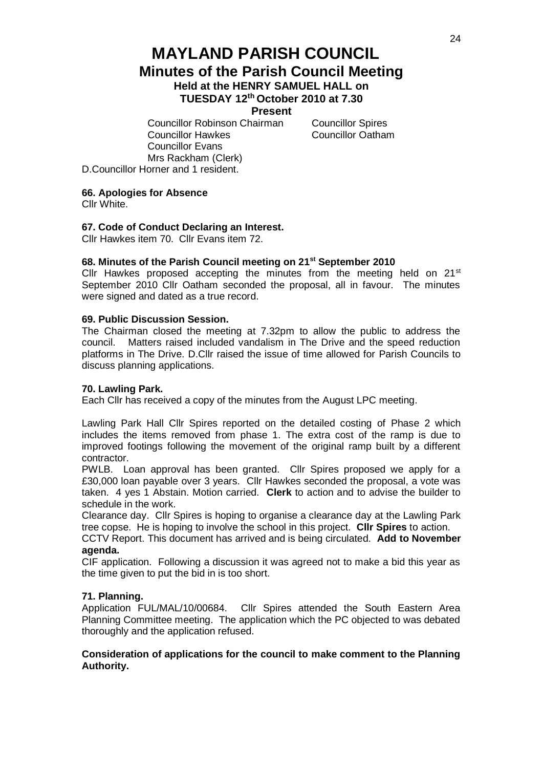# MAYLAND PARISH COUNCIL

## Minutes of the Parish Council Meeting

### Held at the HENRY SAMUEL HALL on TUESDAY 12th October 2010 at 7.30

**Present**

Councillor Robinson Chairman
Councillor Spires
Councillor Hawkes
Councillor Oatham
Councillor Evans
Mrs Rackham (Clerk)

D.Councillor Horner and 1 resident.

**66. Apologies for Absence**

Cllr White.

**67. Code of Conduct Declaring an Interest.**

Cllr Hawkes item 70. Cllr Evans item 72.

**68. Minutes of the Parish Council meeting on 21st September 2010**

Cllr Hawkes proposed accepting the minutes from the meeting held on 21st September 2010 Cllr Oatham seconded the proposal, all in favour. The minutes were signed and dated as a true record.

**69. Public Discussion Session.**

The Chairman closed the meeting at 7.32pm to allow the public to address the council. Matters raised included vandalism in The Drive and the speed reduction platforms in The Drive. D.Cllr raised the issue of time allowed for Parish Councils to discuss planning applications.

**70. Lawling Park.**

Each Cllr has received a copy of the minutes from the August LPC meeting.

Lawling Park Hall Cllr Spires reported on the detailed costing of Phase 2 which includes the items removed from phase 1. The extra cost of the ramp is due to improved footings following the movement of the original ramp built by a different contractor.

PWLB. Loan approval has been granted. Cllr Spires proposed we apply for a £30,000 loan payable over 3 years. Cllr Hawkes seconded the proposal, a vote was taken. 4 yes 1 Abstain. Motion carried. **Clerk** to action and to advise the builder to schedule in the work.

Clearance day. Cllr Spires is hoping to organise a clearance day at the Lawling Park tree copse. He is hoping to involve the school in this project. **Cllr Spires** to action.

CCTV Report. This document has arrived and is being circulated. **Add to November agenda.**

CIF application. Following a discussion it was agreed not to make a bid this year as the time given to put the bid in is too short.

**71. Planning.**

Application FUL/MAL/10/00684. Cllr Spires attended the South Eastern Area Planning Committee meeting. The application which the PC objected to was debated thoroughly and the application refused.

**Consideration of applications for the council to make comment to the Planning Authority.**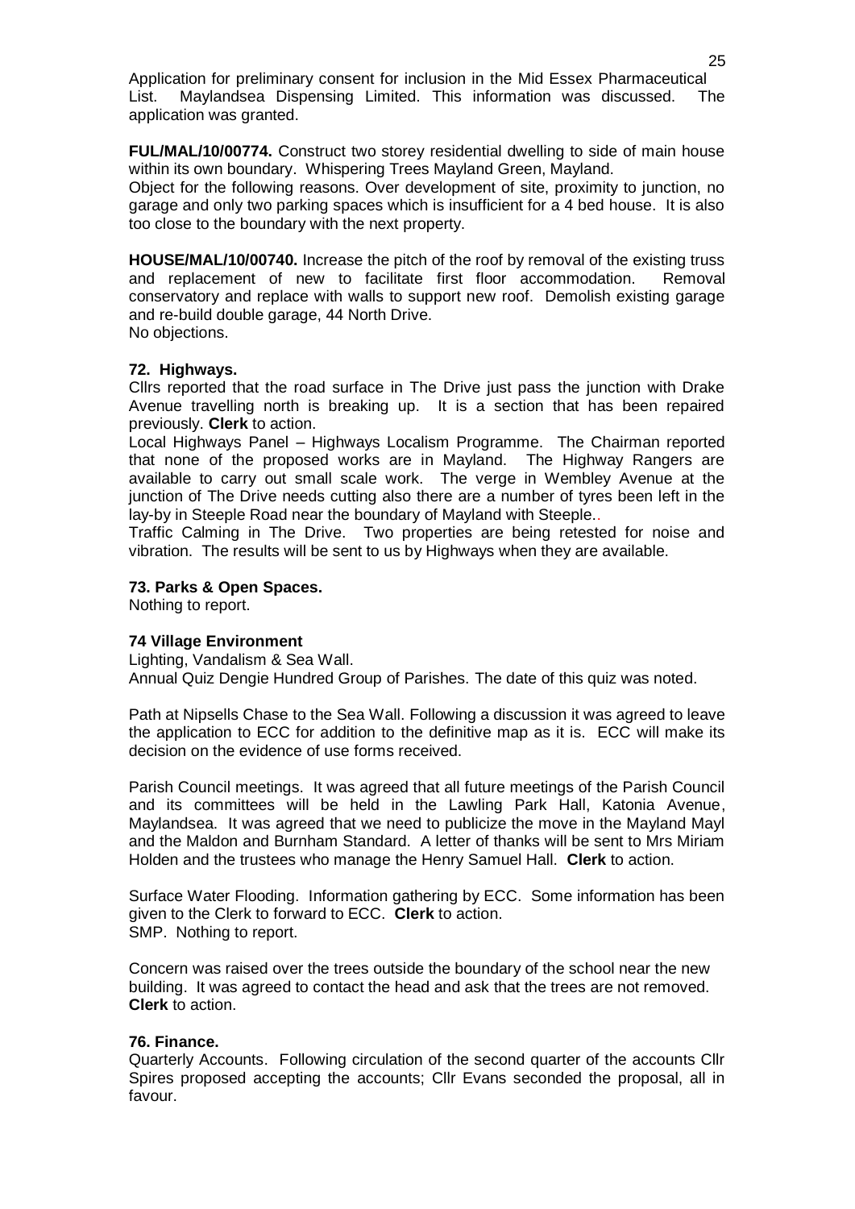Application for preliminary consent for inclusion in the Mid Essex Pharmaceutical List. Maylandsea Dispensing Limited. This information was discussed. The application was granted.

**FUL/MAL/10/00774.** Construct two storey residential dwelling to side of main house within its own boundary. Whispering Trees Mayland Green, Mayland.
Object for the following reasons. Over development of site, proximity to junction, no garage and only two parking spaces which is insufficient for a 4 bed house. It is also too close to the boundary with the next property.

**HOUSE/MAL/10/00740.** Increase the pitch of the roof by removal of the existing truss and replacement of new to facilitate first floor accommodation. Removal conservatory and replace with walls to support new roof. Demolish existing garage and re-build double garage, 44 North Drive.
No objections.

**72. Highways.**

Cllrs reported that the road surface in The Drive just pass the junction with Drake Avenue travelling north is breaking up. It is a section that has been repaired previously. **Clerk** to action.
Local Highways Panel – Highways Localism Programme. The Chairman reported that none of the proposed works are in Mayland. The Highway Rangers are available to carry out small scale work. The verge in Wembley Avenue at the junction of The Drive needs cutting also there are a number of tyres been left in the lay-by in Steeple Road near the boundary of Mayland with Steeple..
Traffic Calming in The Drive. Two properties are being retested for noise and vibration. The results will be sent to us by Highways when they are available.

**73. Parks & Open Spaces.**

Nothing to report.

**74 Village Environment**

Lighting, Vandalism & Sea Wall.
Annual Quiz Dengie Hundred Group of Parishes. The date of this quiz was noted.

Path at Nipsells Chase to the Sea Wall. Following a discussion it was agreed to leave the application to ECC for addition to the definitive map as it is. ECC will make its decision on the evidence of use forms received.

Parish Council meetings. It was agreed that all future meetings of the Parish Council and its committees will be held in the Lawling Park Hall, Katonia Avenue, Maylandsea. It was agreed that we need to publicize the move in the Mayland Mayl and the Maldon and Burnham Standard. A letter of thanks will be sent to Mrs Miriam Holden and the trustees who manage the Henry Samuel Hall. **Clerk** to action.

Surface Water Flooding. Information gathering by ECC. Some information has been given to the Clerk to forward to ECC. **Clerk** to action.
SMP. Nothing to report.

Concern was raised over the trees outside the boundary of the school near the new building. It was agreed to contact the head and ask that the trees are not removed. **Clerk** to action.

**76. Finance.**

Quarterly Accounts. Following circulation of the second quarter of the accounts Cllr Spires proposed accepting the accounts; Cllr Evans seconded the proposal, all in favour.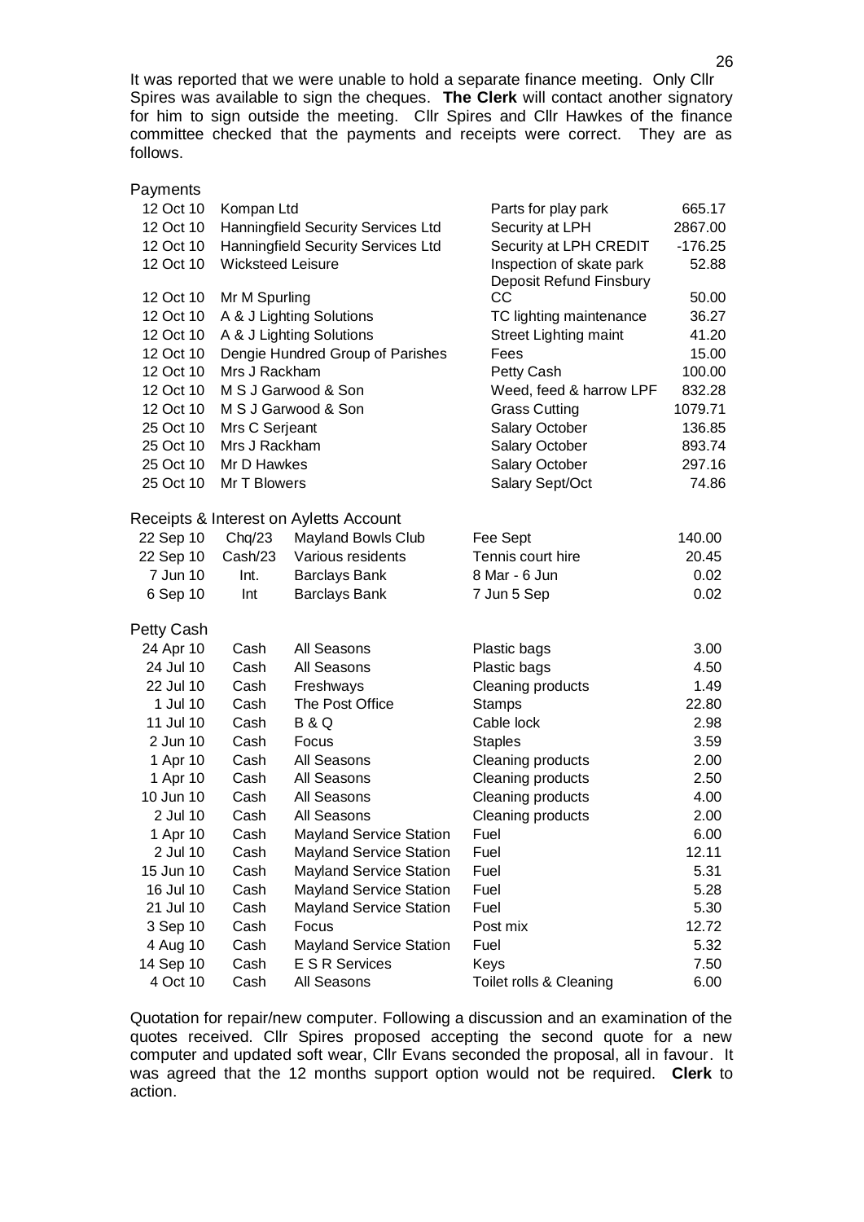It was reported that we were unable to hold a separate finance meeting. Only Cllr Spires was available to sign the cheques. **The Clerk** will contact another signatory for him to sign outside the meeting. Cllr Spires and Cllr Hawkes of the finance committee checked that the payments and receipts were correct. They are as follows.

Payments

| | | | |
|---|---|---|---|
| 12 Oct 10 | Kompan Ltd | Parts for play park | 665.17 |
| 12 Oct 10 | Hanningfield Security Services Ltd | Security at LPH | 2867.00 |
| 12 Oct 10 | Hanningfield Security Services Ltd | Security at LPH CREDIT | -176.25 |
| 12 Oct 10 | Wicksteed Leisure | Inspection of skate park | 52.88 |
| 12 Oct 10 | Mr M Spurling | Deposit Refund Finsbury CC | 50.00 |
| 12 Oct 10 | A & J Lighting Solutions | TC lighting maintenance | 36.27 |
| 12 Oct 10 | A & J Lighting Solutions | Street Lighting maint | 41.20 |
| 12 Oct 10 | Dengie Hundred Group of Parishes | Fees | 15.00 |
| 12 Oct 10 | Mrs J Rackham | Petty Cash | 100.00 |
| 12 Oct 10 | M S J Garwood & Son | Weed, feed & harrow LPF | 832.28 |
| 12 Oct 10 | M S J Garwood & Son | Grass Cutting | 1079.71 |
| 25 Oct 10 | Mrs C Serjeant | Salary October | 136.85 |
| 25 Oct 10 | Mrs J Rackham | Salary October | 893.74 |
| 25 Oct 10 | Mr D Hawkes | Salary October | 297.16 |
| 25 Oct 10 | Mr T Blowers | Salary Sept/Oct | 74.86 |

Receipts & Interest on Ayletts Account

| | | | | |
|---|---|---|---|---|
| 22 Sep 10 | Chq/23 | Mayland Bowls Club | Fee Sept | 140.00 |
| 22 Sep 10 | Cash/23 | Various residents | Tennis court hire | 20.45 |
| 7 Jun 10 | Int. | Barclays Bank | 8 Mar - 6 Jun | 0.02 |
| 6 Sep 10 | Int | Barclays Bank | 7 Jun 5 Sep | 0.02 |

Petty Cash

| | | | | |
|---|---|---|---|---|
| 24 Apr 10 | Cash | All Seasons | Plastic bags | 3.00 |
| 24 Jul 10 | Cash | All Seasons | Plastic bags | 4.50 |
| 22 Jul 10 | Cash | Freshways | Cleaning products | 1.49 |
| 1 Jul 10 | Cash | The Post Office | Stamps | 22.80 |
| 11 Jul 10 | Cash | B & Q | Cable lock | 2.98 |
| 2 Jun 10 | Cash | Focus | Staples | 3.59 |
| 1 Apr 10 | Cash | All Seasons | Cleaning products | 2.00 |
| 1 Apr 10 | Cash | All Seasons | Cleaning products | 2.50 |
| 10 Jun 10 | Cash | All Seasons | Cleaning products | 4.00 |
| 2 Jul 10 | Cash | All Seasons | Cleaning products | 2.00 |
| 1 Apr 10 | Cash | Mayland Service Station | Fuel | 6.00 |
| 2 Jul 10 | Cash | Mayland Service Station | Fuel | 12.11 |
| 15 Jun 10 | Cash | Mayland Service Station | Fuel | 5.31 |
| 16 Jul 10 | Cash | Mayland Service Station | Fuel | 5.28 |
| 21 Jul 10 | Cash | Mayland Service Station | Fuel | 5.30 |
| 3 Sep 10 | Cash | Focus | Post mix | 12.72 |
| 4 Aug 10 | Cash | Mayland Service Station | Fuel | 5.32 |
| 14 Sep 10 | Cash | E S R Services | Keys | 7.50 |
| 4 Oct 10 | Cash | All Seasons | Toilet rolls & Cleaning | 6.00 |

Quotation for repair/new computer. Following a discussion and an examination of the quotes received. Cllr Spires proposed accepting the second quote for a new computer and updated soft wear, Cllr Evans seconded the proposal, all in favour. It was agreed that the 12 months support option would not be required. **Clerk** to action.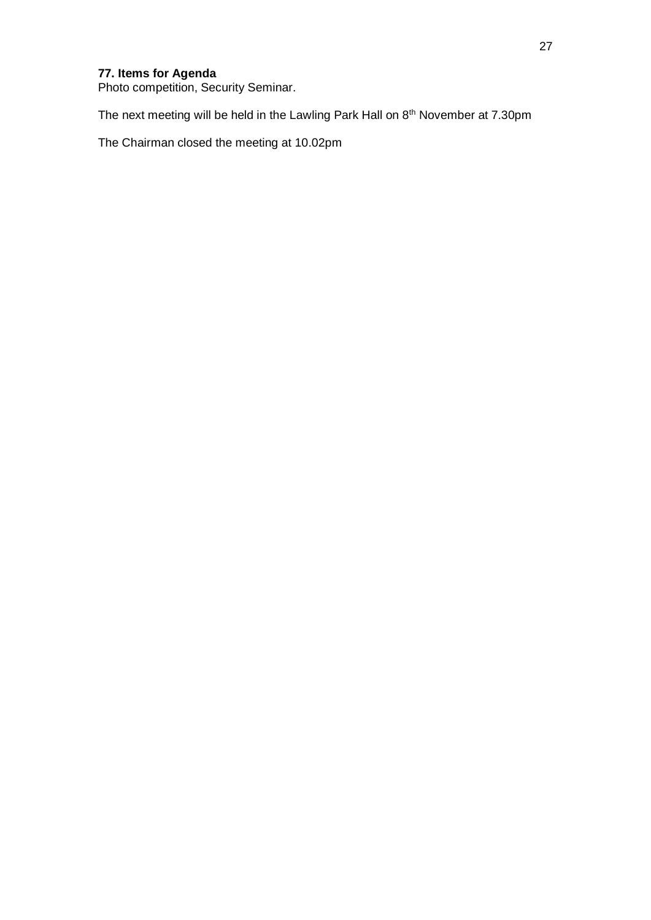**77. Items for Agenda**
Photo competition, Security Seminar.

The next meeting will be held in the Lawling Park Hall on 8th November at 7.30pm

The Chairman closed the meeting at 10.02pm